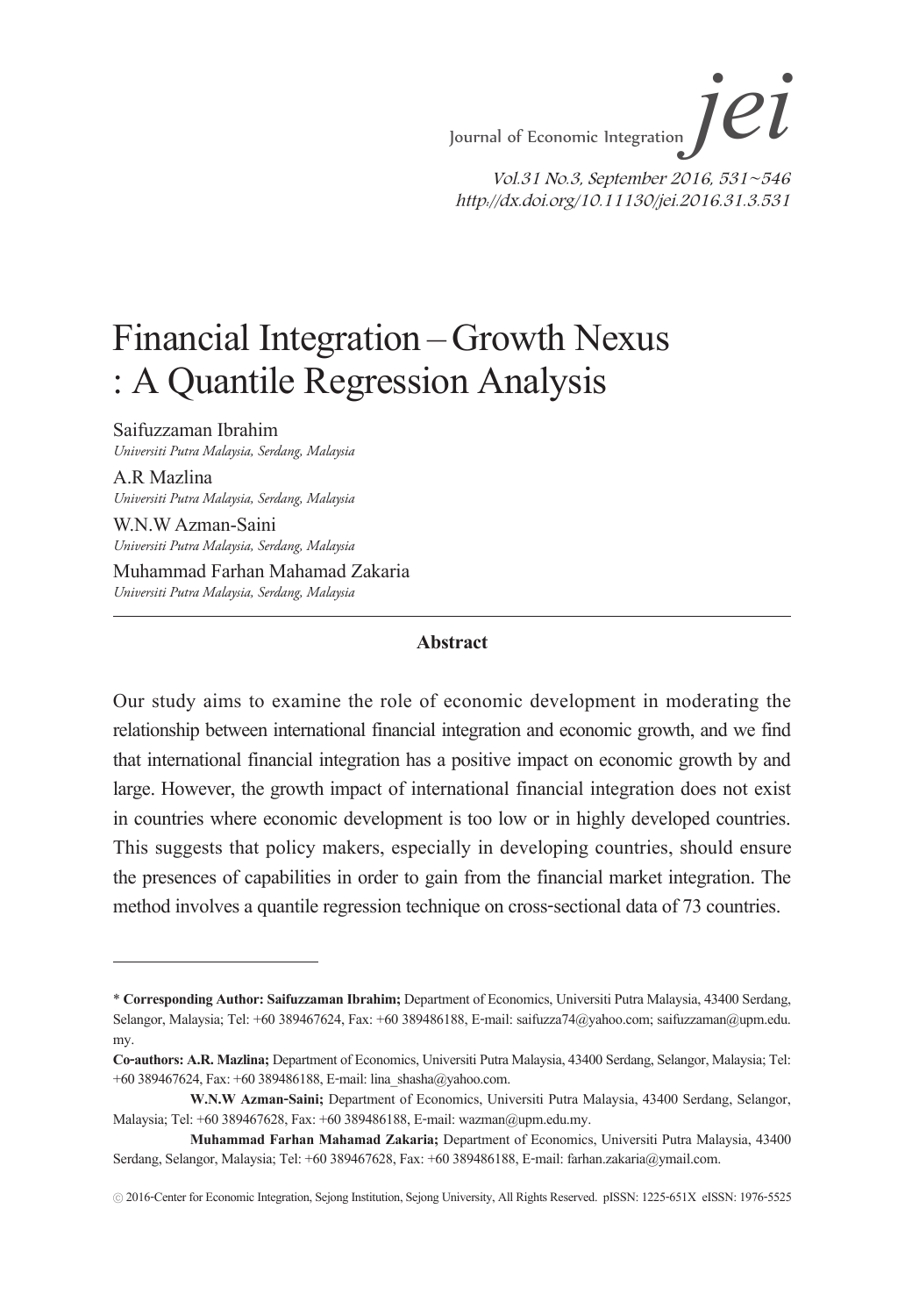# Financial Integration – Growth Nexus : A Quantile Regression Analysis

Saifuzzaman Ibrahim
*Universiti Putra Malaysia, Serdang, Malaysia*

A.R Mazlina
*Universiti Putra Malaysia, Serdang, Malaysia*

W.N.W Azman-Saini
*Universiti Putra Malaysia, Serdang, Malaysia*

Muhammad Farhan Mahamad Zakaria
*Universiti Putra Malaysia, Serdang, Malaysia*

---

**Abstract**

Our study aims to examine the role of economic development in moderating the relationship between international financial integration and economic growth, and we find that international financial integration has a positive impact on economic growth by and large. However, the growth impact of international financial integration does not exist in countries where economic development is too low or in highly developed countries. This suggests that policy makers, especially in developing countries, should ensure the presences of capabilities in order to gain from the financial market integration. The method involves a quantile regression technique on cross-sectional data of 73 countries.

---

* **Corresponding Author: Saifuzzaman Ibrahim;** Department of Economics, Universiti Putra Malaysia, 43400 Serdang, Selangor, Malaysia; Tel: +60 389467624, Fax: +60 389486188, E-mail: saifuzza74@yahoo.com; saifuzzaman@upm.edu.my.

**Co-authors: A.R. Mazlina;** Department of Economics, Universiti Putra Malaysia, 43400 Serdang, Selangor, Malaysia; Tel: +60 389467624, Fax: +60 389486188, E-mail: lina_shasha@yahoo.com.

**W.N.W Azman-Saini;** Department of Economics, Universiti Putra Malaysia, 43400 Serdang, Selangor, Malaysia; Tel: +60 389467628, Fax: +60 389486188, E-mail: wazman@upm.edu.my.

**Muhammad Farhan Mahamad Zakaria;** Department of Economics, Universiti Putra Malaysia, 43400 Serdang, Selangor, Malaysia; Tel: +60 389467628, Fax: +60 389486188, E-mail: farhan.zakaria@ymail.com.

ⓒ 2016-Center for Economic Integration, Sejong Institution, Sejong University, All Rights Reserved. pISSN: 1225-651X eISSN: 1976-5525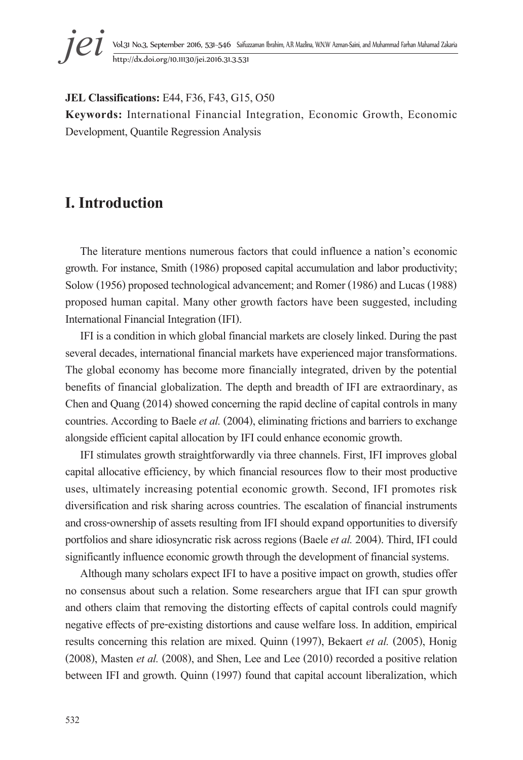**JEL Classifications:** E44, F36, F43, G15, O50

**Keywords:** International Financial Integration, Economic Growth, Economic Development, Quantile Regression Analysis

# I. Introduction

The literature mentions numerous factors that could influence a nation's economic growth. For instance, Smith (1986) proposed capital accumulation and labor productivity; Solow (1956) proposed technological advancement; and Romer (1986) and Lucas (1988) proposed human capital. Many other growth factors have been suggested, including International Financial Integration (IFI).

IFI is a condition in which global financial markets are closely linked. During the past several decades, international financial markets have experienced major transformations. The global economy has become more financially integrated, driven by the potential benefits of financial globalization. The depth and breadth of IFI are extraordinary, as Chen and Quang (2014) showed concerning the rapid decline of capital controls in many countries. According to Baele *et al.* (2004), eliminating frictions and barriers to exchange alongside efficient capital allocation by IFI could enhance economic growth.

IFI stimulates growth straightforwardly via three channels. First, IFI improves global capital allocative efficiency, by which financial resources flow to their most productive uses, ultimately increasing potential economic growth. Second, IFI promotes risk diversification and risk sharing across countries. The escalation of financial instruments and cross-ownership of assets resulting from IFI should expand opportunities to diversify portfolios and share idiosyncratic risk across regions (Baele *et al.* 2004). Third, IFI could significantly influence economic growth through the development of financial systems.

Although many scholars expect IFI to have a positive impact on growth, studies offer no consensus about such a relation. Some researchers argue that IFI can spur growth and others claim that removing the distorting effects of capital controls could magnify negative effects of pre-existing distortions and cause welfare loss. In addition, empirical results concerning this relation are mixed. Quinn (1997), Bekaert *et al.* (2005), Honig (2008), Masten *et al.* (2008), and Shen, Lee and Lee (2010) recorded a positive relation between IFI and growth. Quinn (1997) found that capital account liberalization, which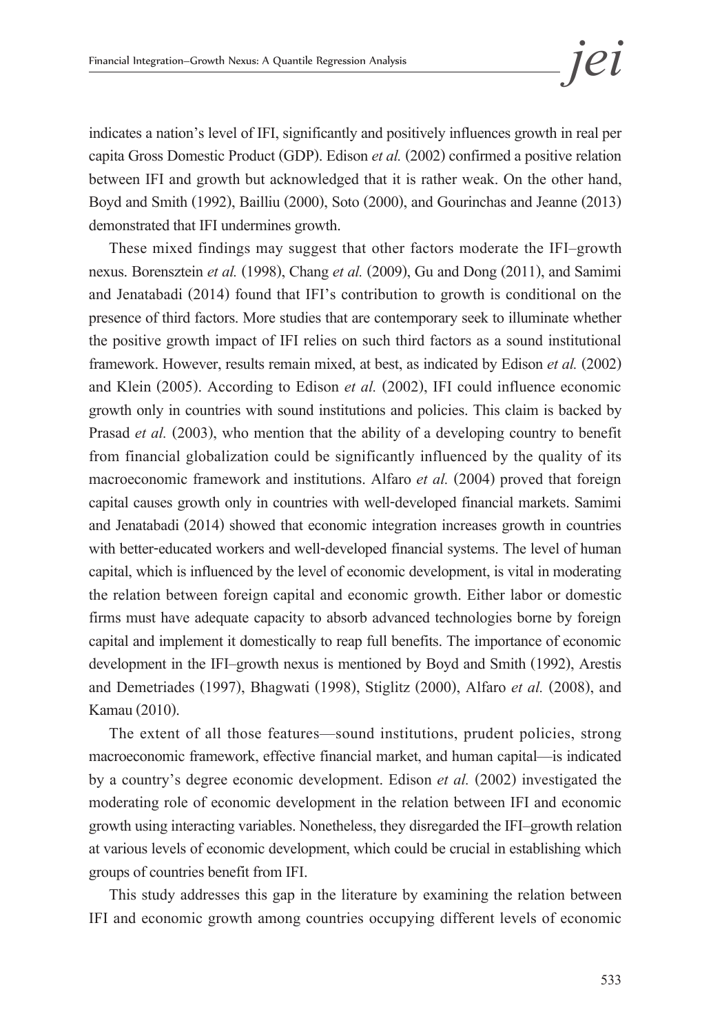indicates a nation's level of IFI, significantly and positively influences growth in real per capita Gross Domestic Product (GDP). Edison *et al.* (2002) confirmed a positive relation between IFI and growth but acknowledged that it is rather weak. On the other hand, Boyd and Smith (1992), Bailliu (2000), Soto (2000), and Gourinchas and Jeanne (2013) demonstrated that IFI undermines growth.

These mixed findings may suggest that other factors moderate the IFI–growth nexus. Borensztein *et al.* (1998), Chang *et al.* (2009), Gu and Dong (2011), and Samimi and Jenatabadi (2014) found that IFI's contribution to growth is conditional on the presence of third factors. More studies that are contemporary seek to illuminate whether the positive growth impact of IFI relies on such third factors as a sound institutional framework. However, results remain mixed, at best, as indicated by Edison *et al.* (2002) and Klein (2005). According to Edison *et al.* (2002), IFI could influence economic growth only in countries with sound institutions and policies. This claim is backed by Prasad *et al.* (2003), who mention that the ability of a developing country to benefit from financial globalization could be significantly influenced by the quality of its macroeconomic framework and institutions. Alfaro *et al.* (2004) proved that foreign capital causes growth only in countries with well-developed financial markets. Samimi and Jenatabadi (2014) showed that economic integration increases growth in countries with better-educated workers and well-developed financial systems. The level of human capital, which is influenced by the level of economic development, is vital in moderating the relation between foreign capital and economic growth. Either labor or domestic firms must have adequate capacity to absorb advanced technologies borne by foreign capital and implement it domestically to reap full benefits. The importance of economic development in the IFI–growth nexus is mentioned by Boyd and Smith (1992), Arestis and Demetriades (1997), Bhagwati (1998), Stiglitz (2000), Alfaro *et al.* (2008), and Kamau (2010).

The extent of all those features—sound institutions, prudent policies, strong macroeconomic framework, effective financial market, and human capital—is indicated by a country's degree economic development. Edison *et al.* (2002) investigated the moderating role of economic development in the relation between IFI and economic growth using interacting variables. Nonetheless, they disregarded the IFI–growth relation at various levels of economic development, which could be crucial in establishing which groups of countries benefit from IFI.

This study addresses this gap in the literature by examining the relation between IFI and economic growth among countries occupying different levels of economic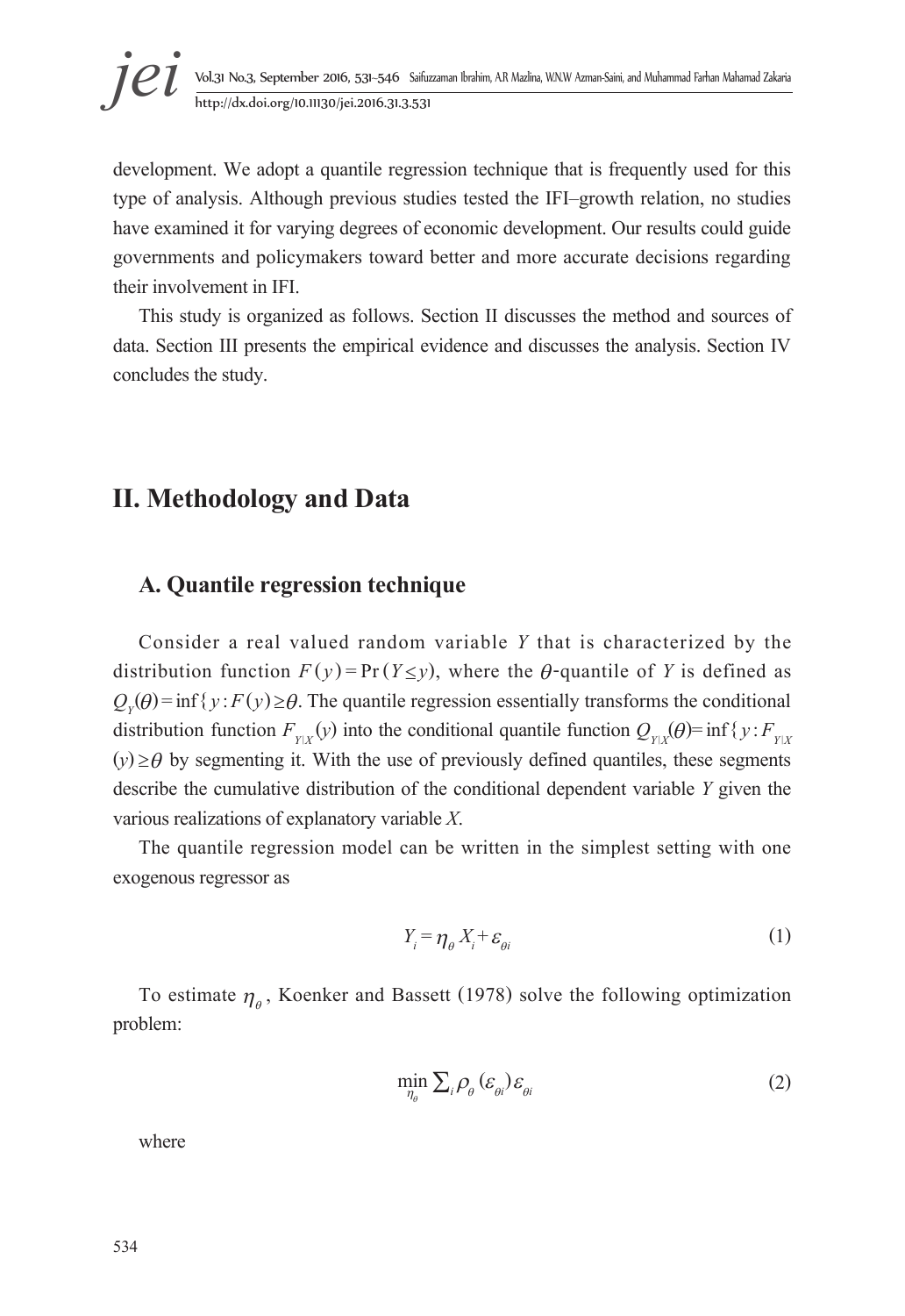development. We adopt a quantile regression technique that is frequently used for this type of analysis. Although previous studies tested the IFI–growth relation, no studies have examined it for varying degrees of economic development. Our results could guide governments and policymakers toward better and more accurate decisions regarding their involvement in IFI.

This study is organized as follows. Section II discusses the method and sources of data. Section III presents the empirical evidence and discusses the analysis. Section IV concludes the study.

## II. Methodology and Data

### A. Quantile regression technique

Consider a real valued random variable $Y$ that is characterized by the distribution function $F(y) = \Pr(Y \leq y)$, where the $\theta$-quantile of $Y$ is defined as $Q_Y(\theta) = \inf\{y : F(y) \geq \theta$. The quantile regression essentially transforms the conditional distribution function $F_{Y|X}(y)$ into the conditional quantile function $Q_{Y|X}(\theta) = \inf\{y : F_{Y|X}(y) \geq \theta$ by segmenting it. With the use of previously defined quantiles, these segments describe the cumulative distribution of the conditional dependent variable $Y$ given the various realizations of explanatory variable $X$.

The quantile regression model can be written in the simplest setting with one exogenous regressor as

$$Y_i = \eta_\theta X_i + \varepsilon_{\theta i} \tag{1}$$

To estimate $\eta_\theta$, Koenker and Bassett (1978) solve the following optimization problem:

$$\min_{\eta_\theta} \sum_i \rho_\theta(\varepsilon_{\theta i})\varepsilon_{\theta i} \tag{2}$$

where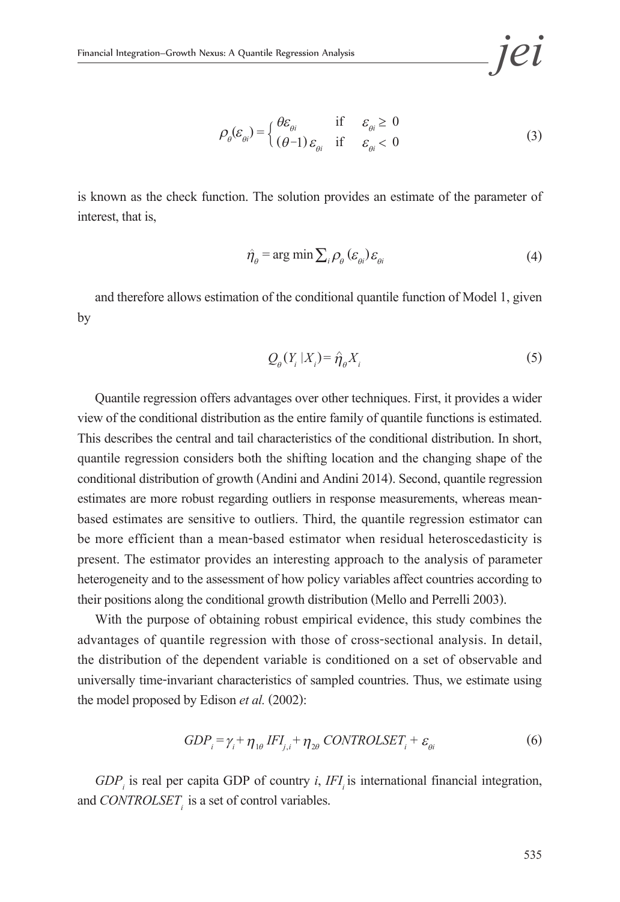$$\rho_\theta(\varepsilon_{\theta i}) = \begin{cases} \theta\varepsilon_{\theta i} & \text{if} \quad \varepsilon_{\theta i} \geq 0 \\ (\theta-1)\,\varepsilon_{\theta i} & \text{if} \quad \varepsilon_{\theta i} < 0 \end{cases} \tag{3}$$

is known as the check function. The solution provides an estimate of the parameter of interest, that is,

$$\hat{\eta}_\theta = \arg\min \textstyle\sum_i \rho_\theta\,(\varepsilon_{\theta i})\,\varepsilon_{\theta i} \tag{4}$$

and therefore allows estimation of the conditional quantile function of Model 1, given by

$$Q_\theta(Y_i\,|X_i) = \hat{\eta}_\theta X_i \tag{5}$$

Quantile regression offers advantages over other techniques. First, it provides a wider view of the conditional distribution as the entire family of quantile functions is estimated. This describes the central and tail characteristics of the conditional distribution. In short, quantile regression considers both the shifting location and the changing shape of the conditional distribution of growth (Andini and Andini 2014). Second, quantile regression estimates are more robust regarding outliers in response measurements, whereas mean-based estimates are sensitive to outliers. Third, the quantile regression estimator can be more efficient than a mean-based estimator when residual heteroscedasticity is present. The estimator provides an interesting approach to the analysis of parameter heterogeneity and to the assessment of how policy variables affect countries according to their positions along the conditional growth distribution (Mello and Perrelli 2003).

With the purpose of obtaining robust empirical evidence, this study combines the advantages of quantile regression with those of cross-sectional analysis. In detail, the distribution of the dependent variable is conditioned on a set of observable and universally time-invariant characteristics of sampled countries. Thus, we estimate using the model proposed by Edison *et al.* (2002):

$$GDP_i = \gamma_i + \eta_{1\theta}\,IFI_{j,i} + \eta_{2\theta}\,CONTROLSET_i + \varepsilon_{\theta i} \tag{6}$$

$GDP_i$ is real per capita GDP of country *i*, $IFI_i$ is international financial integration, and $CONTROLSET_i$ is a set of control variables.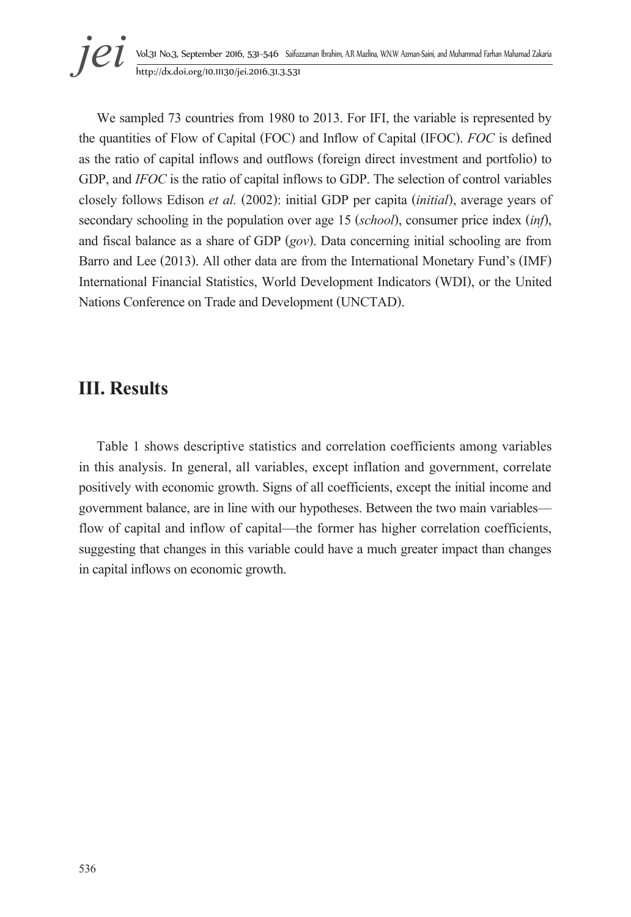We sampled 73 countries from 1980 to 2013. For IFI, the variable is represented by the quantities of Flow of Capital (FOC) and Inflow of Capital (IFOC). *FOC* is defined as the ratio of capital inflows and outflows (foreign direct investment and portfolio) to GDP, and *IFOC* is the ratio of capital inflows to GDP. The selection of control variables closely follows Edison *et al.* (2002): initial GDP per capita (*initial*), average years of secondary schooling in the population over age 15 (*school*), consumer price index (*inf*), and fiscal balance as a share of GDP (*gov*). Data concerning initial schooling are from Barro and Lee (2013). All other data are from the International Monetary Fund's (IMF) International Financial Statistics, World Development Indicators (WDI), or the United Nations Conference on Trade and Development (UNCTAD).

## III. Results

Table 1 shows descriptive statistics and correlation coefficients among variables in this analysis. In general, all variables, except inflation and government, correlate positively with economic growth. Signs of all coefficients, except the initial income and government balance, are in line with our hypotheses. Between the two main variables—flow of capital and inflow of capital—the former has higher correlation coefficients, suggesting that changes in this variable could have a much greater impact than changes in capital inflows on economic growth.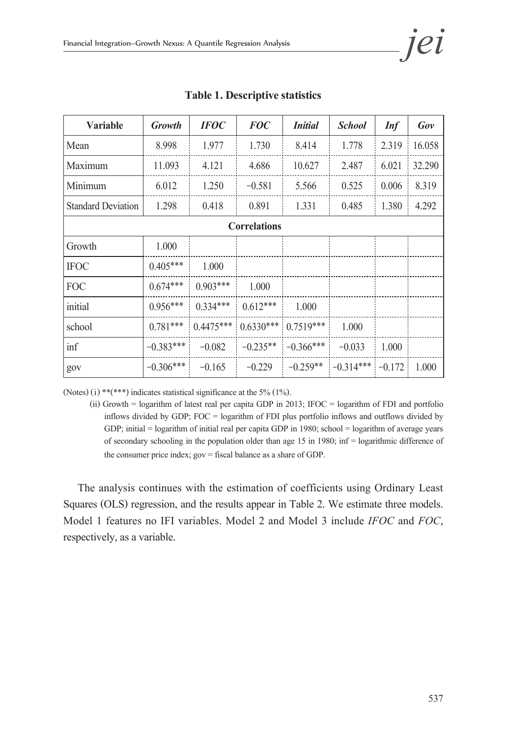**Table 1. Descriptive statistics**

| Variable | *Growth* | *IFOC* | *FOC* | *Initial* | *School* | *Inf* | *Gov* |
|---|---|---|---|---|---|---|---|
| Mean | 8.998 | 1.977 | 1.730 | 8.414 | 1.778 | 2.319 | 16.058 |
| Maximum | 11.093 | 4.121 | 4.686 | 10.627 | 2.487 | 6.021 | 32.290 |
| Minimum | 6.012 | 1.250 | −0.581 | 5.566 | 0.525 | 0.006 | 8.319 |
| Standard Deviation | 1.298 | 0.418 | 0.891 | 1.331 | 0.485 | 1.380 | 4.292 |
| **Correlations** | | | | | | | |
| Growth | 1.000 | | | | | | |
| IFOC | 0.405*** | 1.000 | | | | | |
| FOC | 0.674*** | 0.903*** | 1.000 | | | | |
| initial | 0.956*** | 0.334*** | 0.612*** | 1.000 | | | |
| school | 0.781*** | 0.4475*** | 0.6330*** | 0.7519*** | 1.000 | | |
| inf | −0.383*** | −0.082 | −0.235** | −0.366*** | −0.033 | 1.000 | |
| gov | −0.306*** | −0.165 | −0.229 | −0.259** | −0.314*** | −0.172 | 1.000 |

(Notes) (i) **(***) indicates statistical significance at the 5% (1%).

(ii) Growth = logarithm of latest real per capita GDP in 2013; IFOC = logarithm of FDI and portfolio inflows divided by GDP; FOC = logarithm of FDI plus portfolio inflows and outflows divided by GDP; initial = logarithm of initial real per capita GDP in 1980; school = logarithm of average years of secondary schooling in the population older than age 15 in 1980; inf = logarithmic difference of the consumer price index; gov = fiscal balance as a share of GDP.

The analysis continues with the estimation of coefficients using Ordinary Least Squares (OLS) regression, and the results appear in Table 2. We estimate three models. Model 1 features no IFI variables. Model 2 and Model 3 include *IFOC* and *FOC*, respectively, as a variable.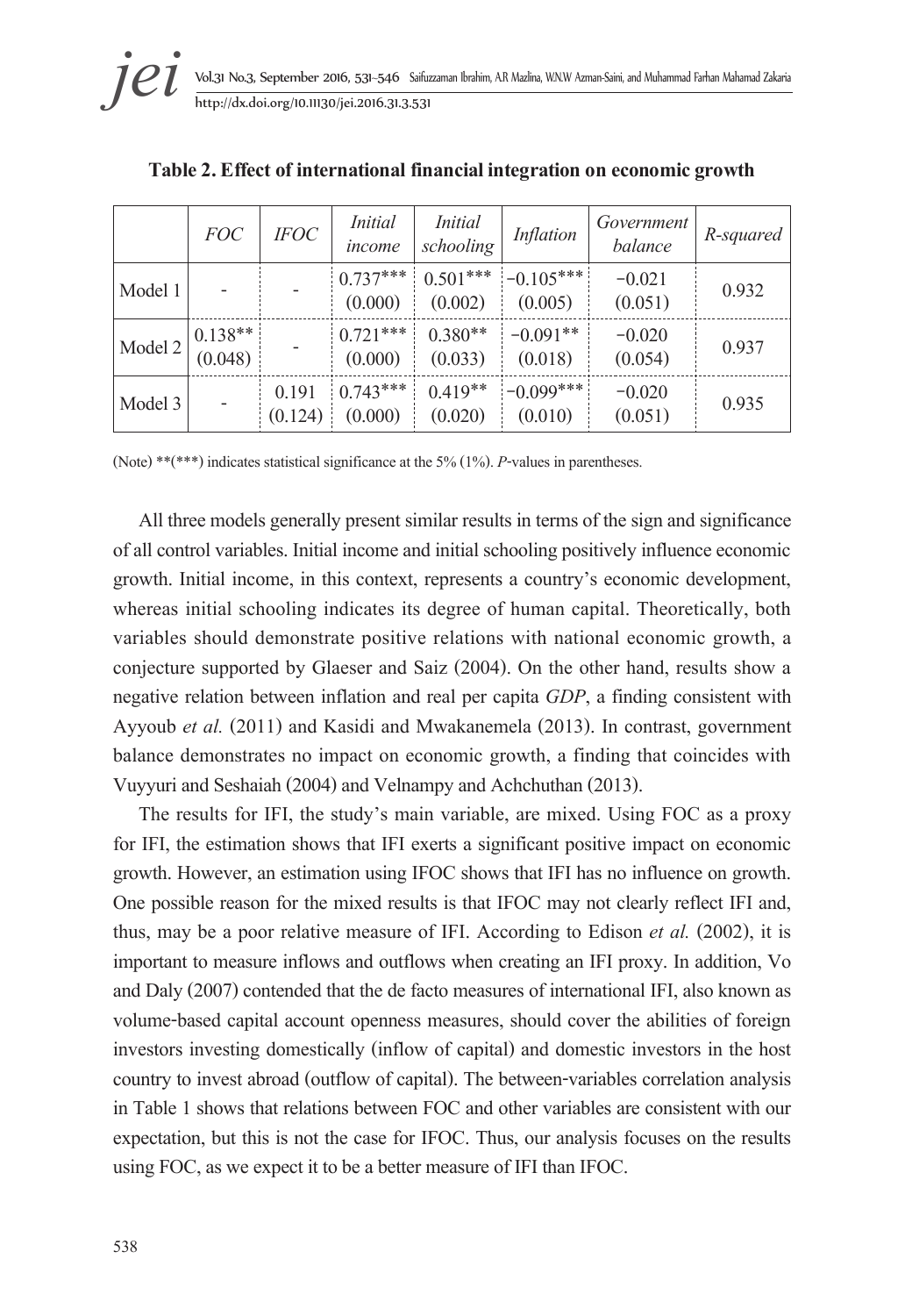**Table 2. Effect of international financial integration on economic growth**

| | *FOC* | *IFOC* | *Initial income* | *Initial schooling* | *Inflation* | *Government balance* | *R-squared* |
|---|---|---|---|---|---|---|---|
| Model 1 | - | - | 0.737*** (0.000) | 0.501*** (0.002) | −0.105*** (0.005) | −0.021 (0.051) | 0.932 |
| Model 2 | 0.138** (0.048) | - | 0.721*** (0.000) | 0.380** (0.033) | −0.091** (0.018) | −0.020 (0.054) | 0.937 |
| Model 3 | - | 0.191 (0.124) | 0.743*** (0.000) | 0.419** (0.020) | −0.099*** (0.010) | −0.020 (0.051) | 0.935 |

(Note) **(***) indicates statistical significance at the 5% (1%). *P*-values in parentheses.

All three models generally present similar results in terms of the sign and significance of all control variables. Initial income and initial schooling positively influence economic growth. Initial income, in this context, represents a country's economic development, whereas initial schooling indicates its degree of human capital. Theoretically, both variables should demonstrate positive relations with national economic growth, a conjecture supported by Glaeser and Saiz (2004). On the other hand, results show a negative relation between inflation and real per capita *GDP*, a finding consistent with Ayyoub *et al.* (2011) and Kasidi and Mwakanemela (2013). In contrast, government balance demonstrates no impact on economic growth, a finding that coincides with Vuyyuri and Seshaiah (2004) and Velnampy and Achchuthan (2013).

The results for IFI, the study's main variable, are mixed. Using FOC as a proxy for IFI, the estimation shows that IFI exerts a significant positive impact on economic growth. However, an estimation using IFOC shows that IFI has no influence on growth. One possible reason for the mixed results is that IFOC may not clearly reflect IFI and, thus, may be a poor relative measure of IFI. According to Edison *et al.* (2002), it is important to measure inflows and outflows when creating an IFI proxy. In addition, Vo and Daly (2007) contended that the de facto measures of international IFI, also known as volume-based capital account openness measures, should cover the abilities of foreign investors investing domestically (inflow of capital) and domestic investors in the host country to invest abroad (outflow of capital). The between-variables correlation analysis in Table 1 shows that relations between FOC and other variables are consistent with our expectation, but this is not the case for IFOC. Thus, our analysis focuses on the results using FOC, as we expect it to be a better measure of IFI than IFOC.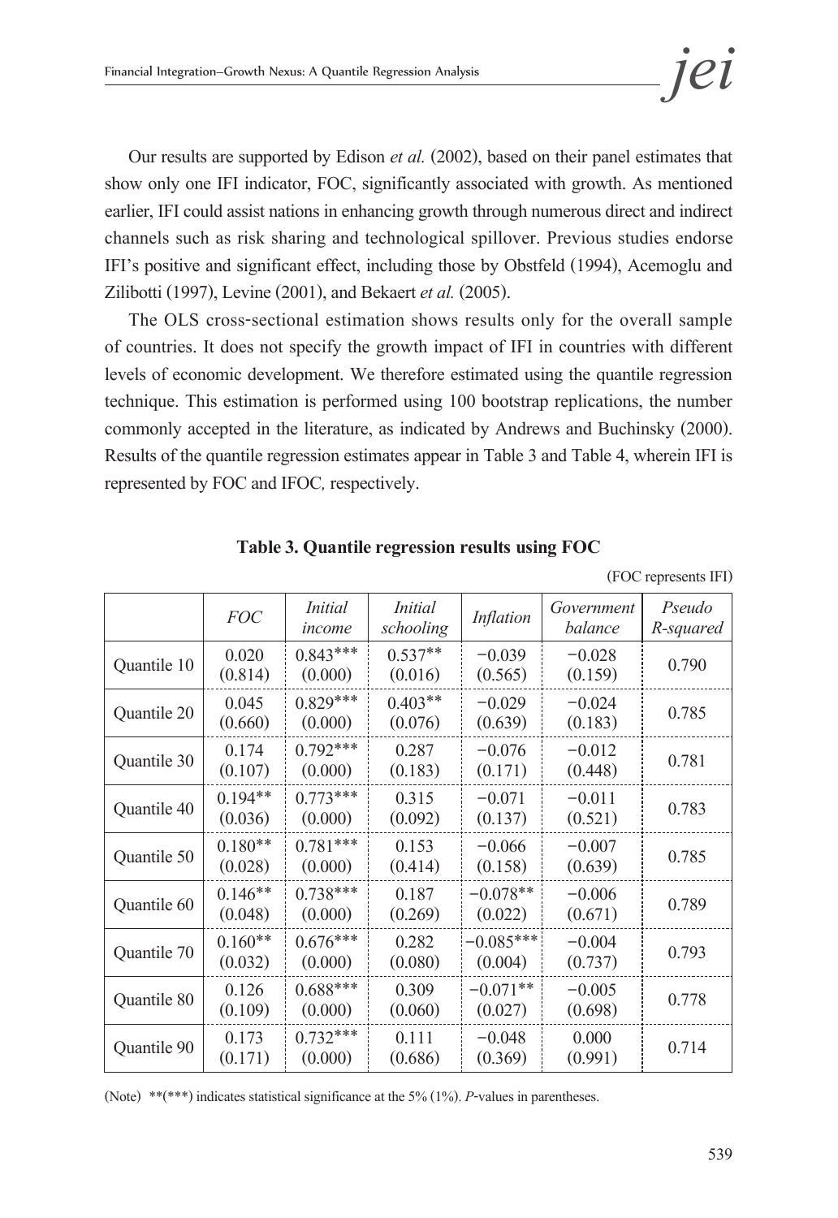Our results are supported by Edison *et al.* (2002), based on their panel estimates that show only one IFI indicator, FOC, significantly associated with growth. As mentioned earlier, IFI could assist nations in enhancing growth through numerous direct and indirect channels such as risk sharing and technological spillover. Previous studies endorse IFI's positive and significant effect, including those by Obstfeld (1994), Acemoglu and Zilibotti (1997), Levine (2001), and Bekaert *et al.* (2005).

The OLS cross-sectional estimation shows results only for the overall sample of countries. It does not specify the growth impact of IFI in countries with different levels of economic development. We therefore estimated using the quantile regression technique. This estimation is performed using 100 bootstrap replications, the number commonly accepted in the literature, as indicated by Andrews and Buchinsky (2000). Results of the quantile regression estimates appear in Table 3 and Table 4, wherein IFI is represented by FOC and IFOC*,* respectively.

**Table 3. Quantile regression results using FOC**

(FOC represents IFI)

| | *FOC* | *Initial income* | *Initial schooling* | *Inflation* | *Government balance* | *Pseudo R-squared* |
|---|---|---|---|---|---|---|
| Quantile 10 | 0.020 (0.814) | 0.843*** (0.000) | 0.537** (0.016) | −0.039 (0.565) | −0.028 (0.159) | 0.790 |
| Quantile 20 | 0.045 (0.660) | 0.829*** (0.000) | 0.403** (0.076) | −0.029 (0.639) | −0.024 (0.183) | 0.785 |
| Quantile 30 | 0.174 (0.107) | 0.792*** (0.000) | 0.287 (0.183) | −0.076 (0.171) | −0.012 (0.448) | 0.781 |
| Quantile 40 | 0.194** (0.036) | 0.773*** (0.000) | 0.315 (0.092) | −0.071 (0.137) | −0.011 (0.521) | 0.783 |
| Quantile 50 | 0.180** (0.028) | 0.781*** (0.000) | 0.153 (0.414) | −0.066 (0.158) | −0.007 (0.639) | 0.785 |
| Quantile 60 | 0.146** (0.048) | 0.738*** (0.000) | 0.187 (0.269) | −0.078** (0.022) | −0.006 (0.671) | 0.789 |
| Quantile 70 | 0.160** (0.032) | 0.676*** (0.000) | 0.282 (0.080) | −0.085*** (0.004) | −0.004 (0.737) | 0.793 |
| Quantile 80 | 0.126 (0.109) | 0.688*** (0.000) | 0.309 (0.060) | −0.071** (0.027) | −0.005 (0.698) | 0.778 |
| Quantile 90 | 0.173 (0.171) | 0.732*** (0.000) | 0.111 (0.686) | −0.048 (0.369) | 0.000 (0.991) | 0.714 |

(Note) **(***) indicates statistical significance at the 5% (1%). *P*-values in parentheses.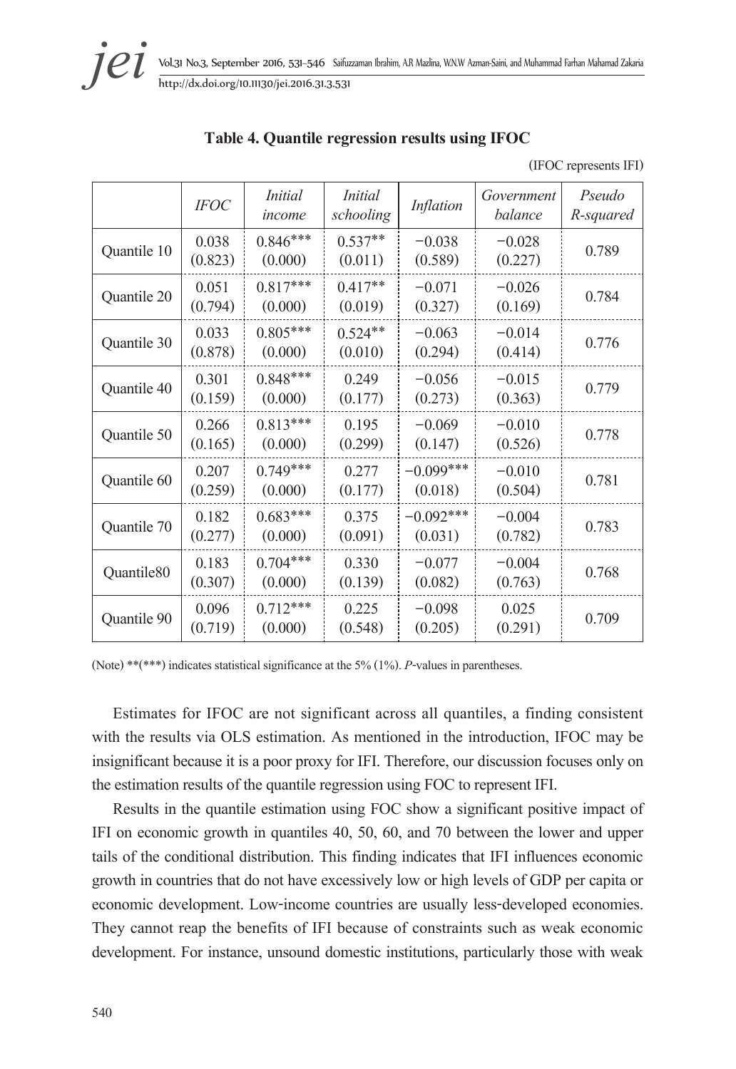**Table 4. Quantile regression results using IFOC**

(IFOC represents IFI)

| | *IFOC* | *Initial income* | *Initial schooling* | *Inflation* | *Government balance* | *Pseudo R-squared* |
|---|---|---|---|---|---|---|
| Quantile 10 | 0.038 (0.823) | 0.846*** (0.000) | 0.537** (0.011) | −0.038 (0.589) | −0.028 (0.227) | 0.789 |
| Quantile 20 | 0.051 (0.794) | 0.817*** (0.000) | 0.417** (0.019) | −0.071 (0.327) | −0.026 (0.169) | 0.784 |
| Quantile 30 | 0.033 (0.878) | 0.805*** (0.000) | 0.524** (0.010) | −0.063 (0.294) | −0.014 (0.414) | 0.776 |
| Quantile 40 | 0.301 (0.159) | 0.848*** (0.000) | 0.249 (0.177) | −0.056 (0.273) | −0.015 (0.363) | 0.779 |
| Quantile 50 | 0.266 (0.165) | 0.813*** (0.000) | 0.195 (0.299) | −0.069 (0.147) | −0.010 (0.526) | 0.778 |
| Quantile 60 | 0.207 (0.259) | 0.749*** (0.000) | 0.277 (0.177) | −0.099*** (0.018) | −0.010 (0.504) | 0.781 |
| Quantile 70 | 0.182 (0.277) | 0.683*** (0.000) | 0.375 (0.091) | −0.092*** (0.031) | −0.004 (0.782) | 0.783 |
| Quantile80 | 0.183 (0.307) | 0.704*** (0.000) | 0.330 (0.139) | −0.077 (0.082) | −0.004 (0.763) | 0.768 |
| Quantile 90 | 0.096 (0.719) | 0.712*** (0.000) | 0.225 (0.548) | −0.098 (0.205) | 0.025 (0.291) | 0.709 |

(Note) \*\*(\*\*\*) indicates statistical significance at the 5% (1%). *P*-values in parentheses.

Estimates for IFOC are not significant across all quantiles, a finding consistent with the results via OLS estimation. As mentioned in the introduction, IFOC may be insignificant because it is a poor proxy for IFI. Therefore, our discussion focuses only on the estimation results of the quantile regression using FOC to represent IFI.

Results in the quantile estimation using FOC show a significant positive impact of IFI on economic growth in quantiles 40, 50, 60, and 70 between the lower and upper tails of the conditional distribution. This finding indicates that IFI influences economic growth in countries that do not have excessively low or high levels of GDP per capita or economic development. Low-income countries are usually less-developed economies. They cannot reap the benefits of IFI because of constraints such as weak economic development. For instance, unsound domestic institutions, particularly those with weak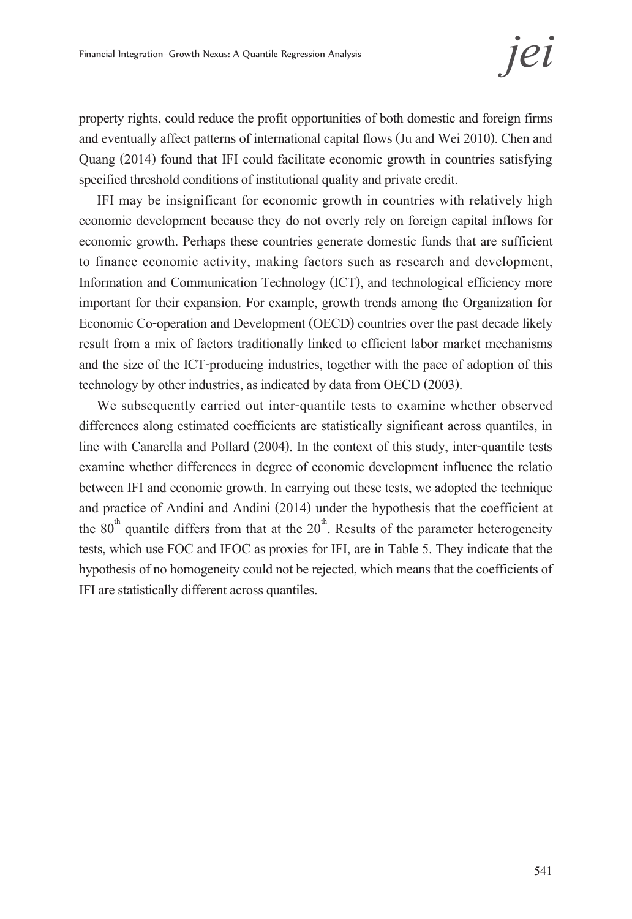property rights, could reduce the profit opportunities of both domestic and foreign firms and eventually affect patterns of international capital flows (Ju and Wei 2010). Chen and Quang (2014) found that IFI could facilitate economic growth in countries satisfying specified threshold conditions of institutional quality and private credit.

IFI may be insignificant for economic growth in countries with relatively high economic development because they do not overly rely on foreign capital inflows for economic growth. Perhaps these countries generate domestic funds that are sufficient to finance economic activity, making factors such as research and development, Information and Communication Technology (ICT), and technological efficiency more important for their expansion. For example, growth trends among the Organization for Economic Co-operation and Development (OECD) countries over the past decade likely result from a mix of factors traditionally linked to efficient labor market mechanisms and the size of the ICT-producing industries, together with the pace of adoption of this technology by other industries, as indicated by data from OECD (2003).

We subsequently carried out inter-quantile tests to examine whether observed differences along estimated coefficients are statistically significant across quantiles, in line with Canarella and Pollard (2004). In the context of this study, inter-quantile tests examine whether differences in degree of economic development influence the relatio between IFI and economic growth. In carrying out these tests, we adopted the technique and practice of Andini and Andini (2014) under the hypothesis that the coefficient at the $80^{th}$ quantile differs from that at the $20^{th}$. Results of the parameter heterogeneity tests, which use FOC and IFOC as proxies for IFI, are in Table 5. They indicate that the hypothesis of no homogeneity could not be rejected, which means that the coefficients of IFI are statistically different across quantiles.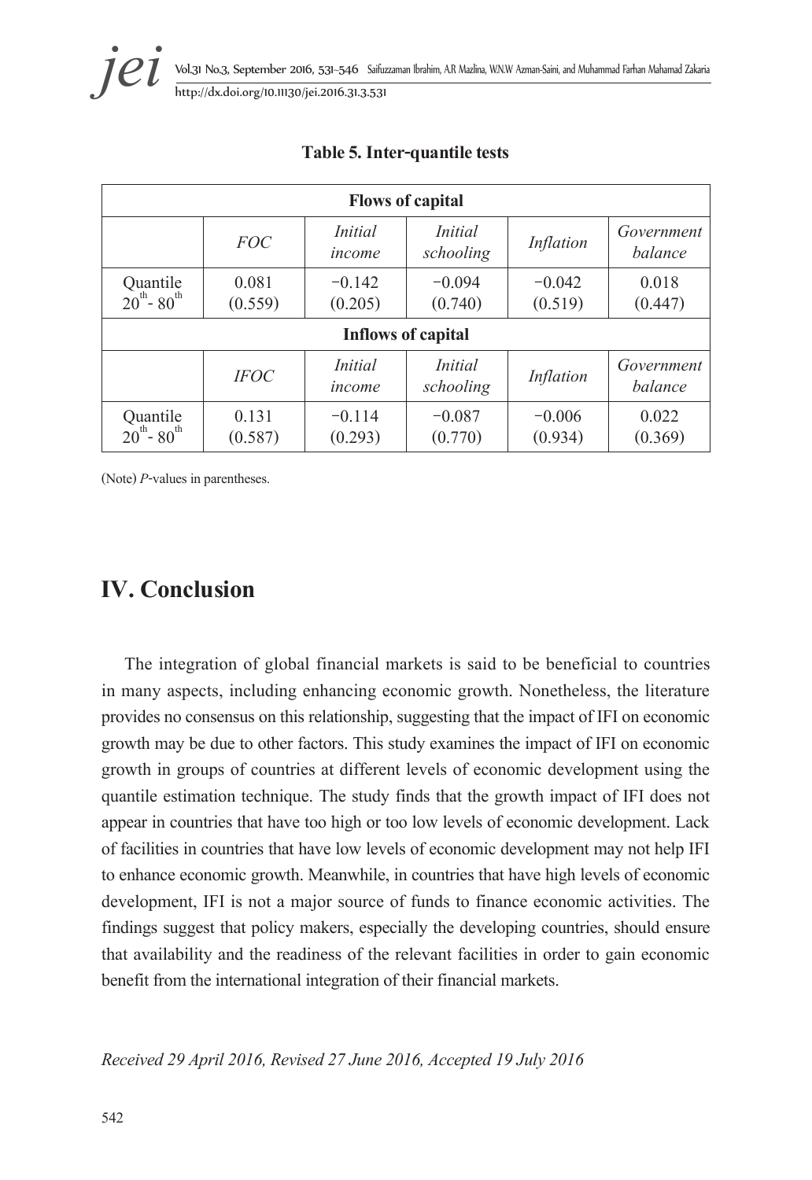**Table 5. Inter-quantile tests**

| Flows of capital | | | | | |
|---|---|---|---|---|---|
| | *FOC* | *Initial income* | *Initial schooling* | *Inflation* | *Government balance* |
| Quantile $20^{th}$- $80^{th}$ | 0.081 (0.559) | −0.142 (0.205) | −0.094 (0.740) | −0.042 (0.519) | 0.018 (0.447) |
| **Inflows of capital** | | | | | |
| | *IFOC* | *Initial income* | *Initial schooling* | *Inflation* | *Government balance* |
| Quantile $20^{th}$- $80^{th}$ | 0.131 (0.587) | −0.114 (0.293) | −0.087 (0.770) | −0.006 (0.934) | 0.022 (0.369) |

(Note) *P*-values in parentheses.

# IV. Conclusion

The integration of global financial markets is said to be beneficial to countries in many aspects, including enhancing economic growth. Nonetheless, the literature provides no consensus on this relationship, suggesting that the impact of IFI on economic growth may be due to other factors. This study examines the impact of IFI on economic growth in groups of countries at different levels of economic development using the quantile estimation technique. The study finds that the growth impact of IFI does not appear in countries that have too high or too low levels of economic development. Lack of facilities in countries that have low levels of economic development may not help IFI to enhance economic growth. Meanwhile, in countries that have high levels of economic development, IFI is not a major source of funds to finance economic activities. The findings suggest that policy makers, especially the developing countries, should ensure that availability and the readiness of the relevant facilities in order to gain economic benefit from the international integration of their financial markets.

*Received 29 April 2016, Revised 27 June 2016, Accepted 19 July 2016*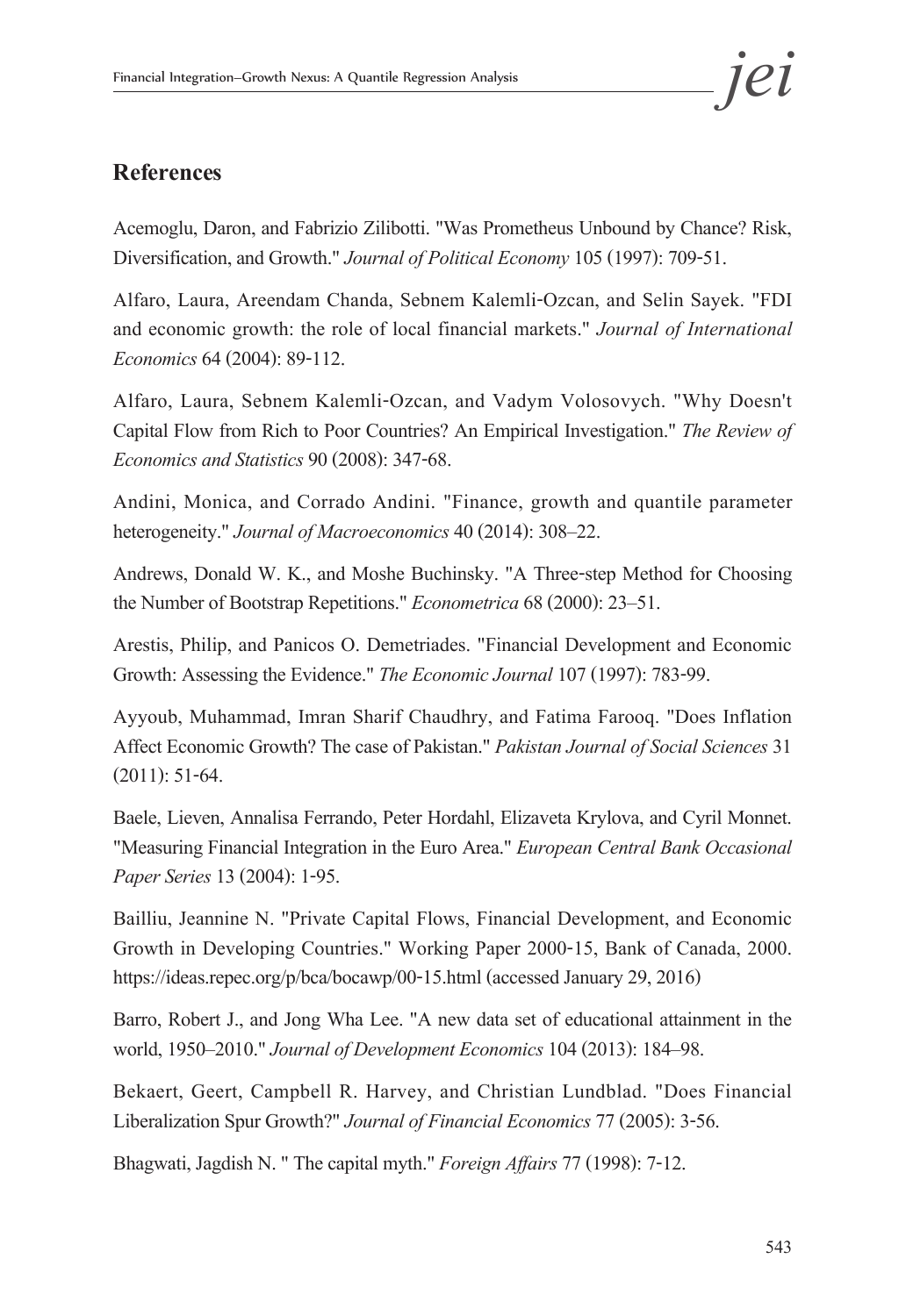## References

Acemoglu, Daron, and Fabrizio Zilibotti. "Was Prometheus Unbound by Chance? Risk, Diversification, and Growth." *Journal of Political Economy* 105 (1997): 709-51.

Alfaro, Laura, Areendam Chanda, Sebnem Kalemli-Ozcan, and Selin Sayek. "FDI and economic growth: the role of local financial markets." *Journal of International Economics* 64 (2004): 89-112.

Alfaro, Laura, Sebnem Kalemli-Ozcan, and Vadym Volosovych. "Why Doesn't Capital Flow from Rich to Poor Countries? An Empirical Investigation." *The Review of Economics and Statistics* 90 (2008): 347-68.

Andini, Monica, and Corrado Andini. "Finance, growth and quantile parameter heterogeneity." *Journal of Macroeconomics* 40 (2014): 308–22.

Andrews, Donald W. K., and Moshe Buchinsky. "A Three-step Method for Choosing the Number of Bootstrap Repetitions." *Econometrica* 68 (2000): 23–51.

Arestis, Philip, and Panicos O. Demetriades. "Financial Development and Economic Growth: Assessing the Evidence." *The Economic Journal* 107 (1997): 783-99.

Ayyoub, Muhammad, Imran Sharif Chaudhry, and Fatima Farooq. "Does Inflation Affect Economic Growth? The case of Pakistan." *Pakistan Journal of Social Sciences* 31 (2011): 51-64.

Baele, Lieven, Annalisa Ferrando, Peter Hordahl, Elizaveta Krylova, and Cyril Monnet. "Measuring Financial Integration in the Euro Area." *European Central Bank Occasional Paper Series* 13 (2004): 1-95.

Bailliu, Jeannine N. "Private Capital Flows, Financial Development, and Economic Growth in Developing Countries." Working Paper 2000-15, Bank of Canada, 2000. https://ideas.repec.org/p/bca/bocawp/00-15.html (accessed January 29, 2016)

Barro, Robert J., and Jong Wha Lee. "A new data set of educational attainment in the world, 1950–2010." *Journal of Development Economics* 104 (2013): 184–98.

Bekaert, Geert, Campbell R. Harvey, and Christian Lundblad. "Does Financial Liberalization Spur Growth?" *Journal of Financial Economics* 77 (2005): 3-56.

Bhagwati, Jagdish N. " The capital myth." *Foreign Affairs* 77 (1998): 7-12.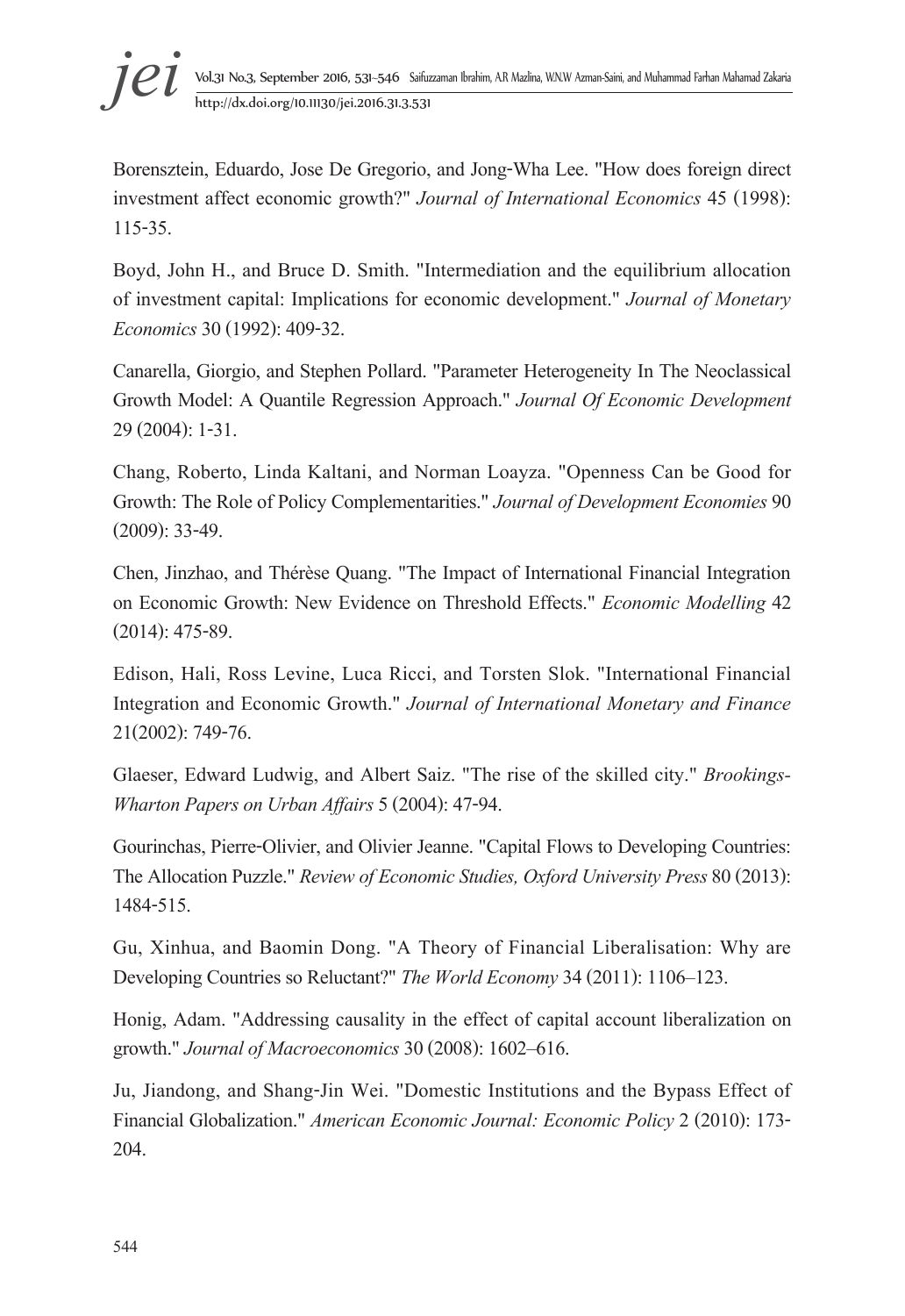Borensztein, Eduardo, Jose De Gregorio, and Jong-Wha Lee. "How does foreign direct investment affect economic growth?" *Journal of International Economics* 45 (1998): 115-35.

Boyd, John H., and Bruce D. Smith. "Intermediation and the equilibrium allocation of investment capital: Implications for economic development." *Journal of Monetary Economics* 30 (1992): 409-32.

Canarella, Giorgio, and Stephen Pollard. "Parameter Heterogeneity In The Neoclassical Growth Model: A Quantile Regression Approach." *Journal Of Economic Development* 29 (2004): 1-31.

Chang, Roberto, Linda Kaltani, and Norman Loayza. "Openness Can be Good for Growth: The Role of Policy Complementarities." *Journal of Development Economies* 90 (2009): 33-49.

Chen, Jinzhao, and Thérèse Quang. "The Impact of International Financial Integration on Economic Growth: New Evidence on Threshold Effects." *Economic Modelling* 42 (2014): 475-89.

Edison, Hali, Ross Levine, Luca Ricci, and Torsten Slok. "International Financial Integration and Economic Growth." *Journal of International Monetary and Finance* 21(2002): 749-76.

Glaeser, Edward Ludwig, and Albert Saiz. "The rise of the skilled city." *Brookings-Wharton Papers on Urban Affairs* 5 (2004): 47-94.

Gourinchas, Pierre-Olivier, and Olivier Jeanne. "Capital Flows to Developing Countries: The Allocation Puzzle." *Review of Economic Studies, Oxford University Press* 80 (2013): 1484-515.

Gu, Xinhua, and Baomin Dong. "A Theory of Financial Liberalisation: Why are Developing Countries so Reluctant?" *The World Economy* 34 (2011): 1106–123.

Honig, Adam. "Addressing causality in the effect of capital account liberalization on growth." *Journal of Macroeconomics* 30 (2008): 1602–616.

Ju, Jiandong, and Shang-Jin Wei. "Domestic Institutions and the Bypass Effect of Financial Globalization." *American Economic Journal: Economic Policy* 2 (2010): 173-204.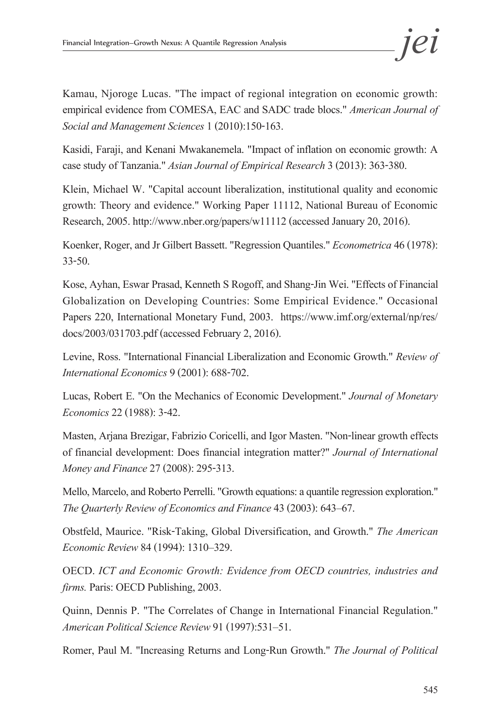Kamau, Njoroge Lucas. "The impact of regional integration on economic growth: empirical evidence from COMESA, EAC and SADC trade blocs." *American Journal of Social and Management Sciences* 1 (2010):150-163.

Kasidi, Faraji, and Kenani Mwakanemela. "Impact of inflation on economic growth: A case study of Tanzania." *Asian Journal of Empirical Research* 3 (2013): 363-380.

Klein, Michael W. "Capital account liberalization, institutional quality and economic growth: Theory and evidence." Working Paper 11112, National Bureau of Economic Research, 2005. http://www.nber.org/papers/w11112 (accessed January 20, 2016).

Koenker, Roger, and Jr Gilbert Bassett. "Regression Quantiles." *Econometrica* 46 (1978): 33-50.

Kose, Ayhan, Eswar Prasad, Kenneth S Rogoff, and Shang-Jin Wei. "Effects of Financial Globalization on Developing Countries: Some Empirical Evidence." Occasional Papers 220, International Monetary Fund, 2003. https://www.imf.org/external/np/res/docs/2003/031703.pdf (accessed February 2, 2016).

Levine, Ross. "International Financial Liberalization and Economic Growth." *Review of International Economics* 9 (2001): 688-702.

Lucas, Robert E. "On the Mechanics of Economic Development." *Journal of Monetary Economics* 22 (1988): 3-42.

Masten, Arjana Brezigar, Fabrizio Coricelli, and Igor Masten. "Non-linear growth effects of financial development: Does financial integration matter?" *Journal of International Money and Finance* 27 (2008): 295-313.

Mello, Marcelo, and Roberto Perrelli. "Growth equations: a quantile regression exploration." *The Quarterly Review of Economics and Finance* 43 (2003): 643–67.

Obstfeld, Maurice. "Risk-Taking, Global Diversification, and Growth." *The American Economic Review* 84 (1994): 1310–329.

OECD. *ICT and Economic Growth: Evidence from OECD countries, industries and firms.* Paris: OECD Publishing, 2003.

Quinn, Dennis P. "The Correlates of Change in International Financial Regulation." *American Political Science Review* 91 (1997):531–51.

Romer, Paul M. "Increasing Returns and Long-Run Growth." *The Journal of Political*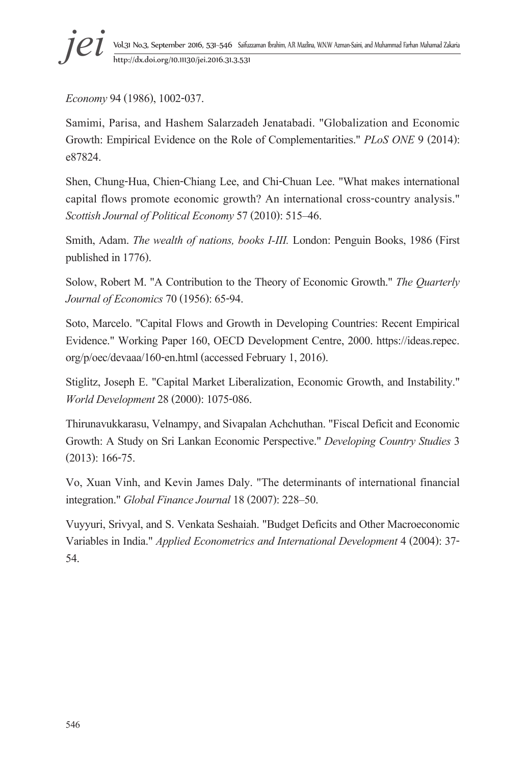*Economy* 94 (1986), 1002-037.

Samimi, Parisa, and Hashem Salarzadeh Jenatabadi. "Globalization and Economic Growth: Empirical Evidence on the Role of Complementarities." *PLoS ONE* 9 (2014): e87824.

Shen, Chung-Hua, Chien-Chiang Lee, and Chi-Chuan Lee. "What makes international capital flows promote economic growth? An international cross-country analysis." *Scottish Journal of Political Economy* 57 (2010): 515–46.

Smith, Adam. *The wealth of nations, books I-III.* London: Penguin Books, 1986 (First published in 1776).

Solow, Robert M. "A Contribution to the Theory of Economic Growth." *The Quarterly Journal of Economics* 70 (1956): 65-94.

Soto, Marcelo. "Capital Flows and Growth in Developing Countries: Recent Empirical Evidence." Working Paper 160, OECD Development Centre, 2000. https://ideas.repec.org/p/oec/devaaa/160-en.html (accessed February 1, 2016).

Stiglitz, Joseph E. "Capital Market Liberalization, Economic Growth, and Instability." *World Development* 28 (2000): 1075-086.

Thirunavukkarasu, Velnampy, and Sivapalan Achchuthan. "Fiscal Deficit and Economic Growth: A Study on Sri Lankan Economic Perspective." *Developing Country Studies* 3 (2013): 166-75.

Vo, Xuan Vinh, and Kevin James Daly. "The determinants of international financial integration." *Global Finance Journal* 18 (2007): 228–50.

Vuyyuri, Srivyal, and S. Venkata Seshaiah. "Budget Deficits and Other Macroeconomic Variables in India." *Applied Econometrics and International Development* 4 (2004): 37-54.